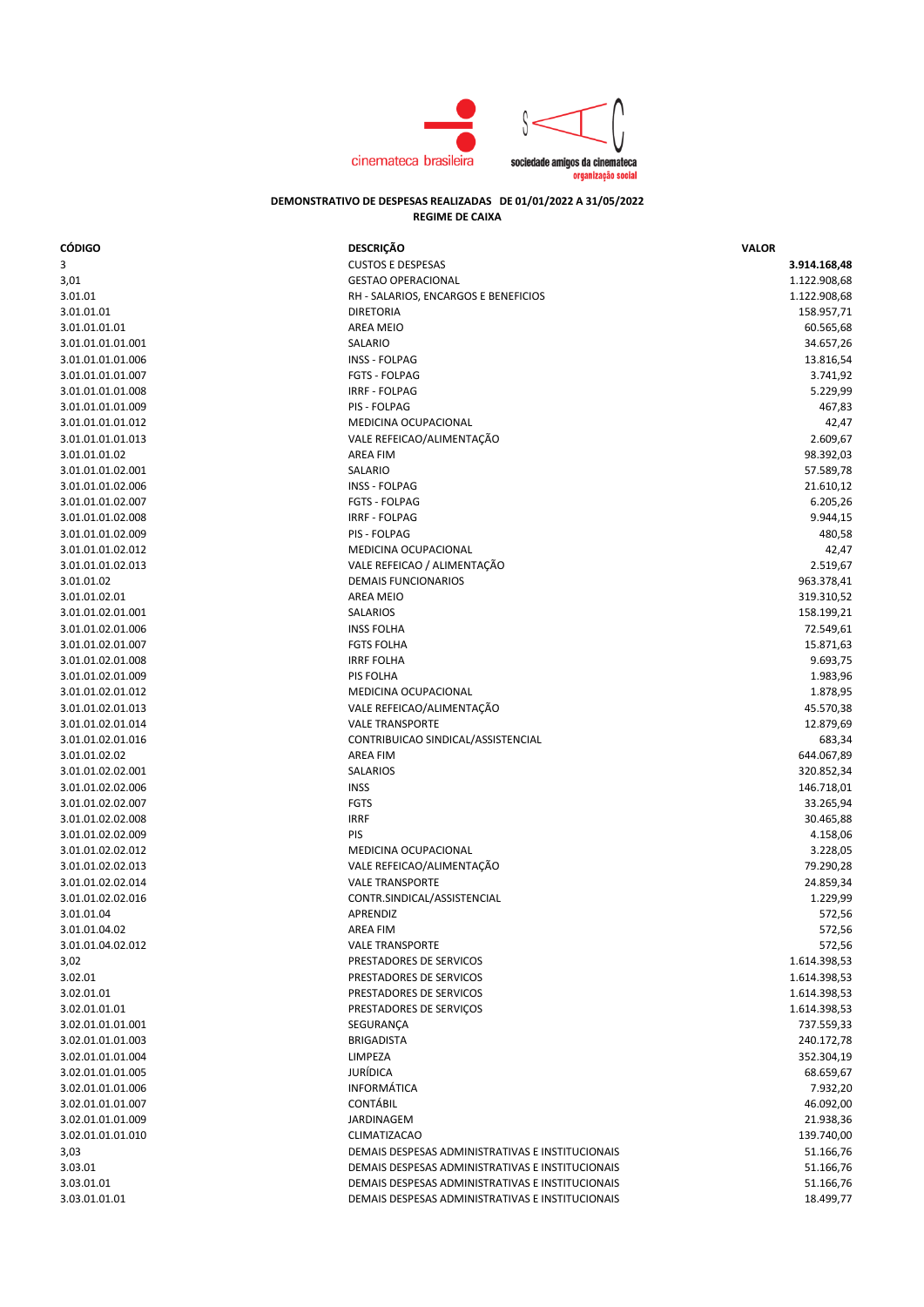cinemateca brasileira

sociedade amigos da cinemateca
organização social

**DEMONSTRATIVO DE DESPESAS REALIZADAS DE 01/01/2022 A 31/05/2022**
**REGIME DE CAIXA**

| CÓDIGO | DESCRIÇÃO | VALOR |
|---|---|---|
| 3 | CUSTOS E DESPESAS | **3.914.168,48** |
| 3,01 | GESTAO OPERACIONAL | 1.122.908,68 |
| 3.01.01 | RH - SALARIOS, ENCARGOS E BENEFICIOS | 1.122.908,68 |
| 3.01.01.01 | DIRETORIA | 158.957,71 |
| 3.01.01.01.01 | AREA MEIO | 60.565,68 |
| 3.01.01.01.01.001 | SALARIO | 34.657,26 |
| 3.01.01.01.01.006 | INSS - FOLPAG | 13.816,54 |
| 3.01.01.01.01.007 | FGTS - FOLPAG | 3.741,92 |
| 3.01.01.01.01.008 | IRRF - FOLPAG | 5.229,99 |
| 3.01.01.01.01.009 | PIS - FOLPAG | 467,83 |
| 3.01.01.01.01.012 | MEDICINA OCUPACIONAL | 42,47 |
| 3.01.01.01.01.013 | VALE REFEICAO/ALIMENTAÇÃO | 2.609,67 |
| 3.01.01.01.02 | AREA FIM | 98.392,03 |
| 3.01.01.01.02.001 | SALARIO | 57.589,78 |
| 3.01.01.01.02.006 | INSS - FOLPAG | 21.610,12 |
| 3.01.01.01.02.007 | FGTS - FOLPAG | 6.205,26 |
| 3.01.01.01.02.008 | IRRF - FOLPAG | 9.944,15 |
| 3.01.01.01.02.009 | PIS - FOLPAG | 480,58 |
| 3.01.01.01.02.012 | MEDICINA OCUPACIONAL | 42,47 |
| 3.01.01.01.02.013 | VALE REFEICAO / ALIMENTAÇÃO | 2.519,67 |
| 3.01.01.02 | DEMAIS FUNCIONARIOS | 963.378,41 |
| 3.01.01.02.01 | AREA MEIO | 319.310,52 |
| 3.01.01.02.01.001 | SALARIOS | 158.199,21 |
| 3.01.01.02.01.006 | INSS FOLHA | 72.549,61 |
| 3.01.01.02.01.007 | FGTS FOLHA | 15.871,63 |
| 3.01.01.02.01.008 | IRRF FOLHA | 9.693,75 |
| 3.01.01.02.01.009 | PIS FOLHA | 1.983,96 |
| 3.01.01.02.01.012 | MEDICINA OCUPACIONAL | 1.878,95 |
| 3.01.01.02.01.013 | VALE REFEICAO/ALIMENTAÇÃO | 45.570,38 |
| 3.01.01.02.01.014 | VALE TRANSPORTE | 12.879,69 |
| 3.01.01.02.01.016 | CONTRIBUICAO SINDICAL/ASSISTENCIAL | 683,34 |
| 3.01.01.02.02 | AREA FIM | 644.067,89 |
| 3.01.01.02.02.001 | SALARIOS | 320.852,34 |
| 3.01.01.02.02.006 | INSS | 146.718,01 |
| 3.01.01.02.02.007 | FGTS | 33.265,94 |
| 3.01.01.02.02.008 | IRRF | 30.465,88 |
| 3.01.01.02.02.009 | PIS | 4.158,06 |
| 3.01.01.02.02.012 | MEDICINA OCUPACIONAL | 3.228,05 |
| 3.01.01.02.02.013 | VALE REFEICAO/ALIMENTAÇÃO | 79.290,28 |
| 3.01.01.02.02.014 | VALE TRANSPORTE | 24.859,34 |
| 3.01.01.02.02.016 | CONTR.SINDICAL/ASSISTENCIAL | 1.229,99 |
| 3.01.01.04 | APRENDIZ | 572,56 |
| 3.01.01.04.02 | AREA FIM | 572,56 |
| 3.01.01.04.02.012 | VALE TRANSPORTE | 572,56 |
| 3,02 | PRESTADORES DE SERVICOS | 1.614.398,53 |
| 3.02.01 | PRESTADORES DE SERVICOS | 1.614.398,53 |
| 3.02.01.01 | PRESTADORES DE SERVICOS | 1.614.398,53 |
| 3.02.01.01.01 | PRESTADORES DE SERVIÇOS | 1.614.398,53 |
| 3.02.01.01.01.001 | SEGURANÇA | 737.559,33 |
| 3.02.01.01.01.003 | BRIGADISTA | 240.172,78 |
| 3.02.01.01.01.004 | LIMPEZA | 352.304,19 |
| 3.02.01.01.01.005 | JURÍDICA | 68.659,67 |
| 3.02.01.01.01.006 | INFORMÁTICA | 7.932,20 |
| 3.02.01.01.01.007 | CONTÁBIL | 46.092,00 |
| 3.02.01.01.01.009 | JARDINAGEM | 21.938,36 |
| 3.02.01.01.01.010 | CLIMATIZACAO | 139.740,00 |
| 3,03 | DEMAIS DESPESAS ADMINISTRATIVAS E INSTITUCIONAIS | 51.166,76 |
| 3.03.01 | DEMAIS DESPESAS ADMINISTRATIVAS E INSTITUCIONAIS | 51.166,76 |
| 3.03.01.01 | DEMAIS DESPESAS ADMINISTRATIVAS E INSTITUCIONAIS | 51.166,76 |
| 3.03.01.01.01 | DEMAIS DESPESAS ADMINISTRATIVAS E INSTITUCIONAIS | 18.499,77 |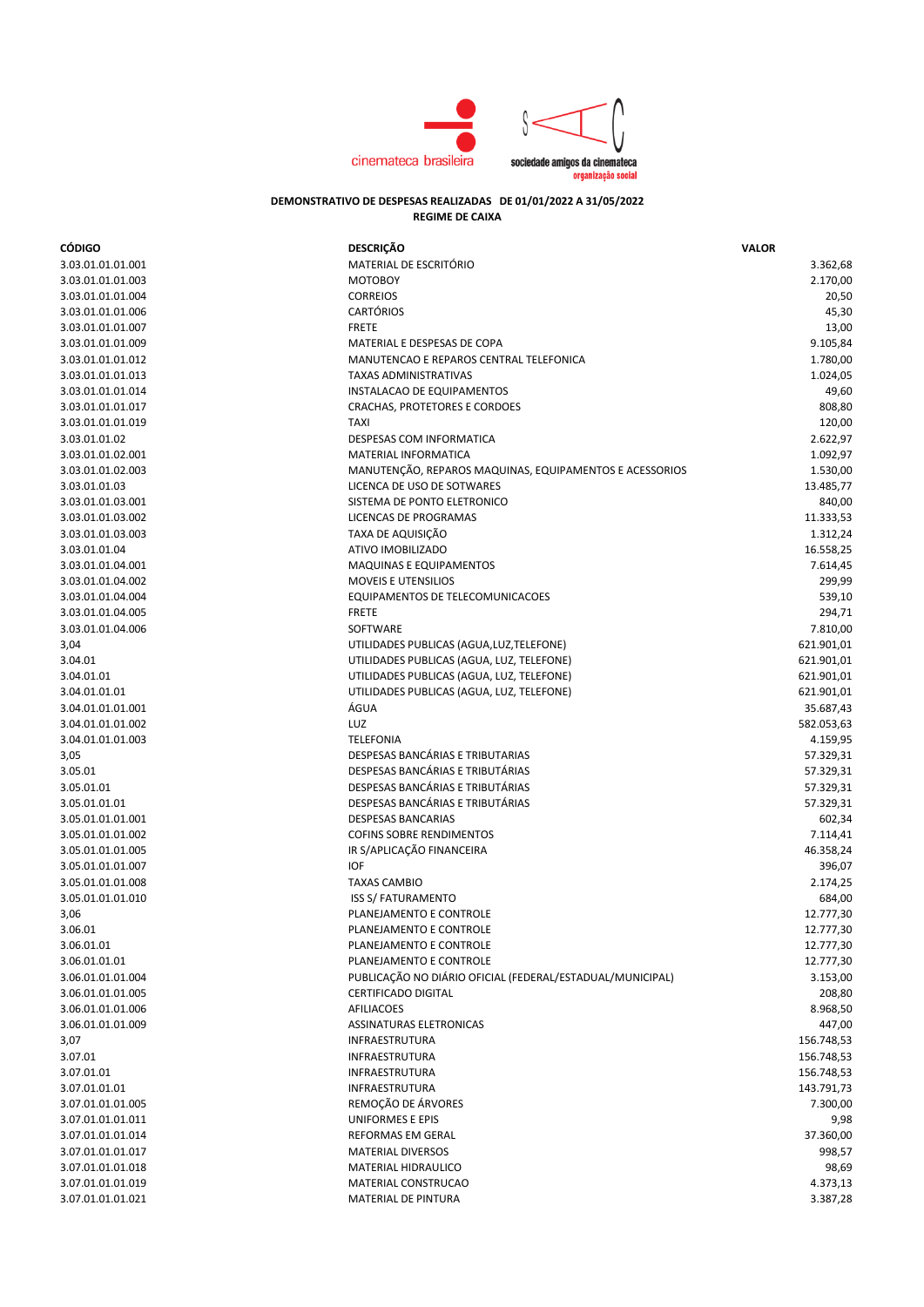**DEMONSTRATIVO DE DESPESAS REALIZADAS DE 01/01/2022 A 31/05/2022**
**REGIME DE CAIXA**

| CÓDIGO | DESCRIÇÃO | VALOR |
|---|---|---|
| 3.03.01.01.01.001 | MATERIAL DE ESCRITÓRIO | 3.362,68 |
| 3.03.01.01.01.003 | MOTOBOY | 2.170,00 |
| 3.03.01.01.01.004 | CORREIOS | 20,50 |
| 3.03.01.01.01.006 | CARTÓRIOS | 45,30 |
| 3.03.01.01.01.007 | FRETE | 13,00 |
| 3.03.01.01.01.009 | MATERIAL E DESPESAS DE COPA | 9.105,84 |
| 3.03.01.01.01.012 | MANUTENCAO E REPAROS CENTRAL TELEFONICA | 1.780,00 |
| 3.03.01.01.01.013 | TAXAS ADMINISTRATIVAS | 1.024,05 |
| 3.03.01.01.01.014 | INSTALACAO DE EQUIPAMENTOS | 49,60 |
| 3.03.01.01.01.017 | CRACHAS, PROTETORES E CORDOES | 808,80 |
| 3.03.01.01.01.019 | TAXI | 120,00 |
| 3.03.01.01.02 | DESPESAS COM INFORMATICA | 2.622,97 |
| 3.03.01.01.02.001 | MATERIAL INFORMATICA | 1.092,97 |
| 3.03.01.01.02.003 | MANUTENÇÃO, REPAROS MAQUINAS, EQUIPAMENTOS E ACESSORIOS | 1.530,00 |
| 3.03.01.01.03 | LICENCA DE USO DE SOTWARES | 13.485,77 |
| 3.03.01.01.03.001 | SISTEMA DE PONTO ELETRONICO | 840,00 |
| 3.03.01.01.03.002 | LICENCAS DE PROGRAMAS | 11.333,53 |
| 3.03.01.01.03.003 | TAXA DE AQUISIÇÃO | 1.312,24 |
| 3.03.01.01.04 | ATIVO IMOBILIZADO | 16.558,25 |
| 3.03.01.01.04.001 | MAQUINAS E EQUIPAMENTOS | 7.614,45 |
| 3.03.01.01.04.002 | MOVEIS E UTENSILIOS | 299,99 |
| 3.03.01.01.04.004 | EQUIPAMENTOS DE TELECOMUNICACOES | 539,10 |
| 3.03.01.01.04.005 | FRETE | 294,71 |
| 3.03.01.01.04.006 | SOFTWARE | 7.810,00 |
| 3,04 | UTILIDADES PUBLICAS (AGUA,LUZ,TELEFONE) | 621.901,01 |
| 3.04.01 | UTILIDADES PUBLICAS (AGUA, LUZ, TELEFONE) | 621.901,01 |
| 3.04.01.01 | UTILIDADES PUBLICAS (AGUA, LUZ, TELEFONE) | 621.901,01 |
| 3.04.01.01.01 | UTILIDADES PUBLICAS (AGUA, LUZ, TELEFONE) | 621.901,01 |
| 3.04.01.01.01.001 | ÁGUA | 35.687,43 |
| 3.04.01.01.01.002 | LUZ | 582.053,63 |
| 3.04.01.01.01.003 | TELEFONIA | 4.159,95 |
| 3,05 | DESPESAS BANCÁRIAS E TRIBUTARIAS | 57.329,31 |
| 3.05.01 | DESPESAS BANCÁRIAS E TRIBUTÁRIAS | 57.329,31 |
| 3.05.01.01 | DESPESAS BANCÁRIAS E TRIBUTÁRIAS | 57.329,31 |
| 3.05.01.01.01 | DESPESAS BANCÁRIAS E TRIBUTÁRIAS | 57.329,31 |
| 3.05.01.01.01.001 | DESPESAS BANCARIAS | 602,34 |
| 3.05.01.01.01.002 | COFINS SOBRE RENDIMENTOS | 7.114,41 |
| 3.05.01.01.01.005 | IR S/APLICAÇÃO FINANCEIRA | 46.358,24 |
| 3.05.01.01.01.007 | IOF | 396,07 |
| 3.05.01.01.01.008 | TAXAS CAMBIO | 2.174,25 |
| 3.05.01.01.01.010 | ISS S/ FATURAMENTO | 684,00 |
| 3,06 | PLANEJAMENTO E CONTROLE | 12.777,30 |
| 3.06.01 | PLANEJAMENTO E CONTROLE | 12.777,30 |
| 3.06.01.01 | PLANEJAMENTO E CONTROLE | 12.777,30 |
| 3.06.01.01.01 | PLANEJAMENTO E CONTROLE | 12.777,30 |
| 3.06.01.01.01.004 | PUBLICAÇÃO NO DIÁRIO OFICIAL (FEDERAL/ESTADUAL/MUNICIPAL) | 3.153,00 |
| 3.06.01.01.01.005 | CERTIFICADO DIGITAL | 208,80 |
| 3.06.01.01.01.006 | AFILIACOES | 8.968,50 |
| 3.06.01.01.01.009 | ASSINATURAS ELETRONICAS | 447,00 |
| 3,07 | INFRAESTRUTURA | 156.748,53 |
| 3.07.01 | INFRAESTRUTURA | 156.748,53 |
| 3.07.01.01 | INFRAESTRUTURA | 156.748,53 |
| 3.07.01.01.01 | INFRAESTRUTURA | 143.791,73 |
| 3.07.01.01.01.005 | REMOÇÃO DE ÁRVORES | 7.300,00 |
| 3.07.01.01.01.011 | UNIFORMES E EPIS | 9,98 |
| 3.07.01.01.01.014 | REFORMAS EM GERAL | 37.360,00 |
| 3.07.01.01.01.017 | MATERIAL DIVERSOS | 998,57 |
| 3.07.01.01.01.018 | MATERIAL HIDRAULICO | 98,69 |
| 3.07.01.01.01.019 | MATERIAL CONSTRUCAO | 4.373,13 |
| 3.07.01.01.01.021 | MATERIAL DE PINTURA | 3.387,28 |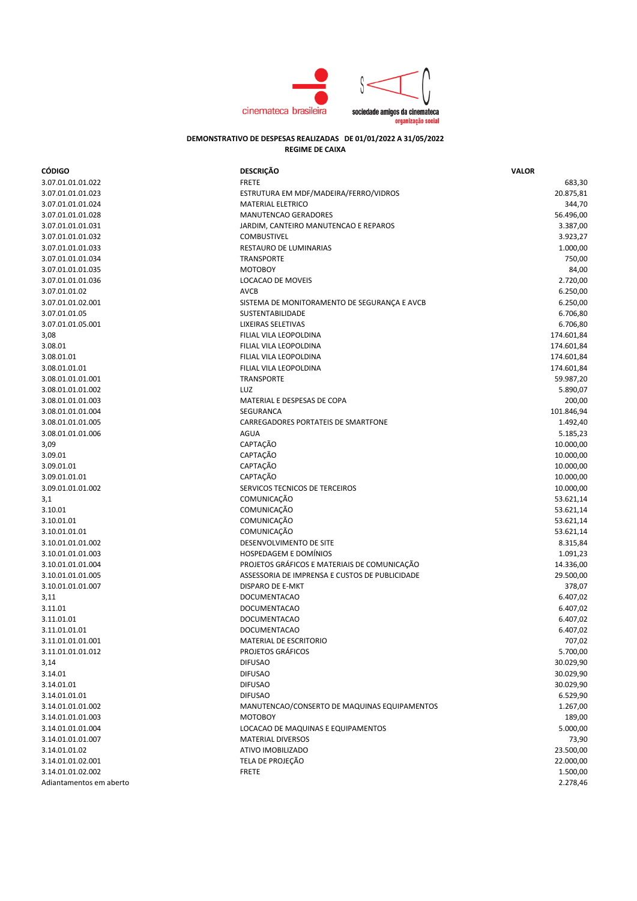cinemateca brasileira

sociedade amigos da cinemateca
organização social

**DEMONSTRATIVO DE DESPESAS REALIZADAS DE 01/01/2022 A 31/05/2022**
**REGIME DE CAIXA**

| CÓDIGO | DESCRIÇÃO | VALOR |
|---|---|---|
| 3.07.01.01.01.022 | FRETE | 683,30 |
| 3.07.01.01.01.023 | ESTRUTURA EM MDF/MADEIRA/FERRO/VIDROS | 20.875,81 |
| 3.07.01.01.01.024 | MATERIAL ELETRICO | 344,70 |
| 3.07.01.01.01.028 | MANUTENCAO GERADORES | 56.496,00 |
| 3.07.01.01.01.031 | JARDIM, CANTEIRO MANUTENCAO E REPAROS | 3.387,00 |
| 3.07.01.01.01.032 | COMBUSTIVEL | 3.923,27 |
| 3.07.01.01.01.033 | RESTAURO DE LUMINARIAS | 1.000,00 |
| 3.07.01.01.01.034 | TRANSPORTE | 750,00 |
| 3.07.01.01.01.035 | MOTOBOY | 84,00 |
| 3.07.01.01.01.036 | LOCACAO DE MOVEIS | 2.720,00 |
| 3.07.01.01.02 | AVCB | 6.250,00 |
| 3.07.01.01.02.001 | SISTEMA DE MONITORAMENTO DE SEGURANÇA E AVCB | 6.250,00 |
| 3.07.01.01.05 | SUSTENTABILIDADE | 6.706,80 |
| 3.07.01.01.05.001 | LIXEIRAS SELETIVAS | 6.706,80 |
| 3,08 | FILIAL VILA LEOPOLDINA | 174.601,84 |
| 3.08.01 | FILIAL VILA LEOPOLDINA | 174.601,84 |
| 3.08.01.01 | FILIAL VILA LEOPOLDINA | 174.601,84 |
| 3.08.01.01.01 | FILIAL VILA LEOPOLDINA | 174.601,84 |
| 3.08.01.01.01.001 | TRANSPORTE | 59.987,20 |
| 3.08.01.01.01.002 | LUZ | 5.890,07 |
| 3.08.01.01.01.003 | MATERIAL E DESPESAS DE COPA | 200,00 |
| 3.08.01.01.01.004 | SEGURANCA | 101.846,94 |
| 3.08.01.01.01.005 | CARREGADORES PORTATEIS DE SMARTFONE | 1.492,40 |
| 3.08.01.01.01.006 | AGUA | 5.185,23 |
| 3,09 | CAPTAÇÃO | 10.000,00 |
| 3.09.01 | CAPTAÇÃO | 10.000,00 |
| 3.09.01.01 | CAPTAÇÃO | 10.000,00 |
| 3.09.01.01.01 | CAPTAÇÃO | 10.000,00 |
| 3.09.01.01.01.002 | SERVICOS TECNICOS DE TERCEIROS | 10.000,00 |
| 3,1 | COMUNICAÇÃO | 53.621,14 |
| 3.10.01 | COMUNICAÇÃO | 53.621,14 |
| 3.10.01.01 | COMUNICAÇÃO | 53.621,14 |
| 3.10.01.01.01 | COMUNICAÇÃO | 53.621,14 |
| 3.10.01.01.01.002 | DESENVOLVIMENTO DE SITE | 8.315,84 |
| 3.10.01.01.01.003 | HOSPEDAGEM E DOMÍNIOS | 1.091,23 |
| 3.10.01.01.01.004 | PROJETOS GRÁFICOS E MATERIAIS DE COMUNICAÇÃO | 14.336,00 |
| 3.10.01.01.01.005 | ASSESSORIA DE IMPRENSA E CUSTOS DE PUBLICIDADE | 29.500,00 |
| 3.10.01.01.01.007 | DISPARO DE E-MKT | 378,07 |
| 3,11 | DOCUMENTACAO | 6.407,02 |
| 3.11.01 | DOCUMENTACAO | 6.407,02 |
| 3.11.01.01 | DOCUMENTACAO | 6.407,02 |
| 3.11.01.01.01 | DOCUMENTACAO | 6.407,02 |
| 3.11.01.01.01.001 | MATERIAL DE ESCRITORIO | 707,02 |
| 3.11.01.01.01.012 | PROJETOS GRÁFICOS | 5.700,00 |
| 3,14 | DIFUSAO | 30.029,90 |
| 3.14.01 | DIFUSAO | 30.029,90 |
| 3.14.01.01 | DIFUSAO | 30.029,90 |
| 3.14.01.01.01 | DIFUSAO | 6.529,90 |
| 3.14.01.01.01.002 | MANUTENCAO/CONSERTO DE MAQUINAS EQUIPAMENTOS | 1.267,00 |
| 3.14.01.01.01.003 | MOTOBOY | 189,00 |
| 3.14.01.01.01.004 | LOCACAO DE MAQUINAS E EQUIPAMENTOS | 5.000,00 |
| 3.14.01.01.01.007 | MATERIAL DIVERSOS | 73,90 |
| 3.14.01.01.02 | ATIVO IMOBILIZADO | 23.500,00 |
| 3.14.01.01.02.001 | TELA DE PROJEÇÃO | 22.000,00 |
| 3.14.01.01.02.002 | FRETE | 1.500,00 |
| Adiantamentos em aberto | | 2.278,46 |